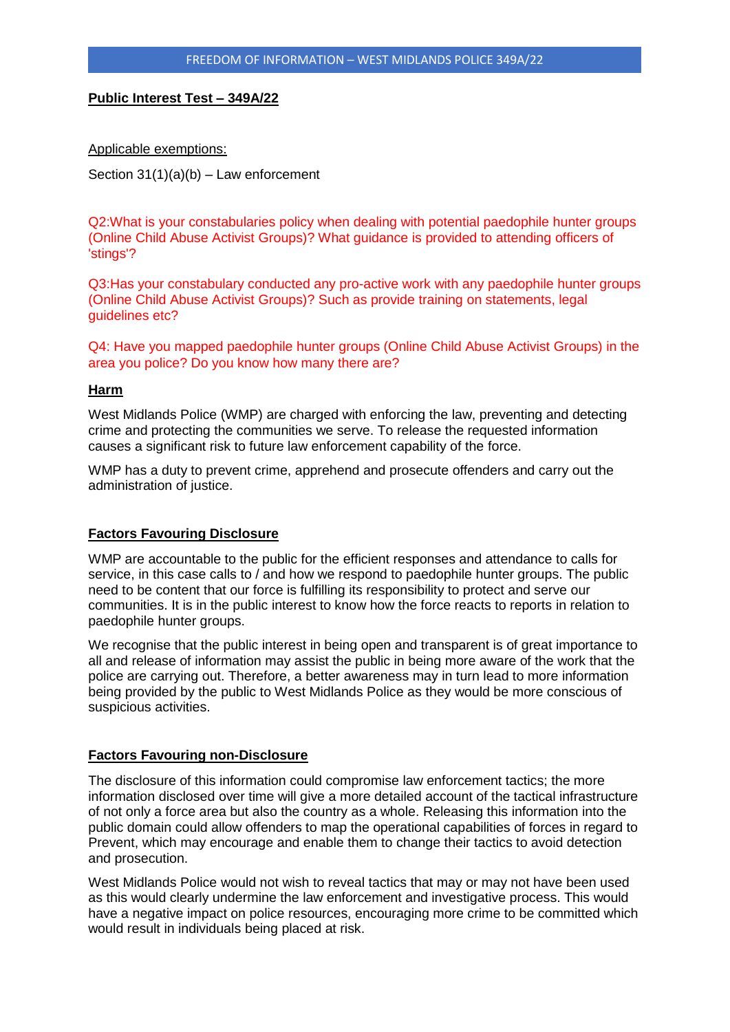# Public Interest Test – 349A/22

Applicable exemptions:

Section 31(1)(a)(b) – Law enforcement

Q2:What is your constabularies policy when dealing with potential paedophile hunter groups (Online Child Abuse Activist Groups)? What guidance is provided to attending officers of 'stings'?

Q3:Has your constabulary conducted any pro-active work with any paedophile hunter groups (Online Child Abuse Activist Groups)? Such as provide training on statements, legal guidelines etc?

Q4: Have you mapped paedophile hunter groups (Online Child Abuse Activist Groups) in the area you police? Do you know how many there are?

## Harm

West Midlands Police (WMP) are charged with enforcing the law, preventing and detecting crime and protecting the communities we serve. To release the requested information causes a significant risk to future law enforcement capability of the force.

WMP has a duty to prevent crime, apprehend and prosecute offenders and carry out the administration of justice.

## Factors Favouring Disclosure

WMP are accountable to the public for the efficient responses and attendance to calls for service, in this case calls to / and how we respond to paedophile hunter groups. The public need to be content that our force is fulfilling its responsibility to protect and serve our communities. It is in the public interest to know how the force reacts to reports in relation to paedophile hunter groups.

We recognise that the public interest in being open and transparent is of great importance to all and release of information may assist the public in being more aware of the work that the police are carrying out. Therefore, a better awareness may in turn lead to more information being provided by the public to West Midlands Police as they would be more conscious of suspicious activities.

## Factors Favouring non-Disclosure

The disclosure of this information could compromise law enforcement tactics; the more information disclosed over time will give a more detailed account of the tactical infrastructure of not only a force area but also the country as a whole. Releasing this information into the public domain could allow offenders to map the operational capabilities of forces in regard to Prevent, which may encourage and enable them to change their tactics to avoid detection and prosecution.

West Midlands Police would not wish to reveal tactics that may or may not have been used as this would clearly undermine the law enforcement and investigative process. This would have a negative impact on police resources, encouraging more crime to be committed which would result in individuals being placed at risk.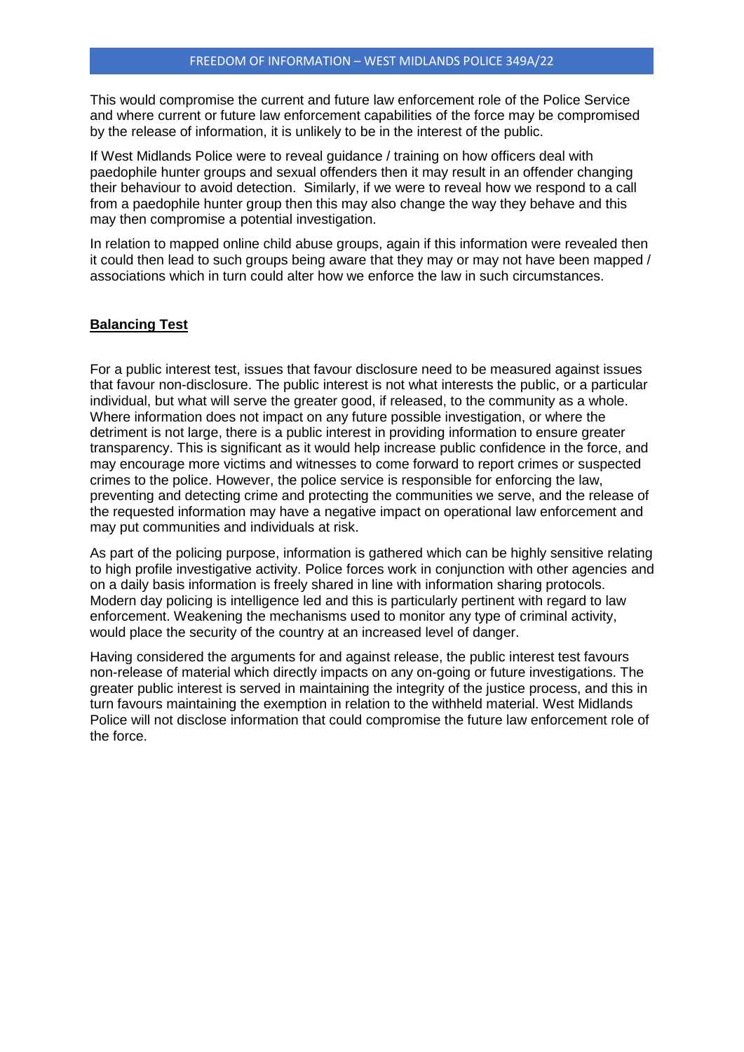This would compromise the current and future law enforcement role of the Police Service and where current or future law enforcement capabilities of the force may be compromised by the release of information, it is unlikely to be in the interest of the public.

If West Midlands Police were to reveal guidance / training on how officers deal with paedophile hunter groups and sexual offenders then it may result in an offender changing their behaviour to avoid detection. Similarly, if we were to reveal how we respond to a call from a paedophile hunter group then this may also change the way they behave and this may then compromise a potential investigation.

In relation to mapped online child abuse groups, again if this information were revealed then it could then lead to such groups being aware that they may or may not have been mapped / associations which in turn could alter how we enforce the law in such circumstances.

## **Balancing Test**

For a public interest test, issues that favour disclosure need to be measured against issues that favour non-disclosure. The public interest is not what interests the public, or a particular individual, but what will serve the greater good, if released, to the community as a whole. Where information does not impact on any future possible investigation, or where the detriment is not large, there is a public interest in providing information to ensure greater transparency. This is significant as it would help increase public confidence in the force, and may encourage more victims and witnesses to come forward to report crimes or suspected crimes to the police. However, the police service is responsible for enforcing the law, preventing and detecting crime and protecting the communities we serve, and the release of the requested information may have a negative impact on operational law enforcement and may put communities and individuals at risk.

As part of the policing purpose, information is gathered which can be highly sensitive relating to high profile investigative activity. Police forces work in conjunction with other agencies and on a daily basis information is freely shared in line with information sharing protocols. Modern day policing is intelligence led and this is particularly pertinent with regard to law enforcement. Weakening the mechanisms used to monitor any type of criminal activity, would place the security of the country at an increased level of danger.

Having considered the arguments for and against release, the public interest test favours non-release of material which directly impacts on any on-going or future investigations. The greater public interest is served in maintaining the integrity of the justice process, and this in turn favours maintaining the exemption in relation to the withheld material. West Midlands Police will not disclose information that could compromise the future law enforcement role of the force.